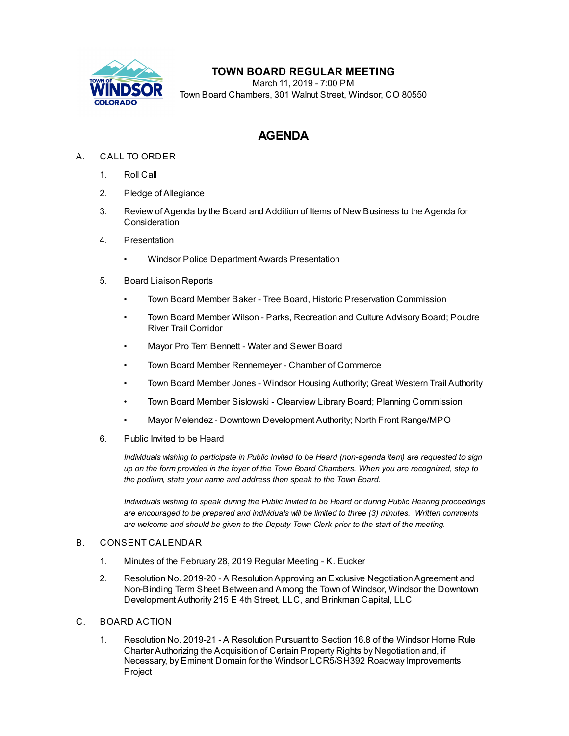# TOWN BOARD REGULAR MEETING

March 11, 2019 - 7:00 PM

Town Board Chambers, 301 Walnut Street, Windsor, CO 80550

## AGENDA

A. CALL TO ORDER

1. Roll Call
2. Pledge of Allegiance
3. Review of Agenda by the Board and Addition of Items of New Business to the Agenda for Consideration
4. Presentation
   - Windsor Police Department Awards Presentation
5. Board Liaison Reports
   - Town Board Member Baker - Tree Board, Historic Preservation Commission
   - Town Board Member Wilson - Parks, Recreation and Culture Advisory Board; Poudre River Trail Corridor
   - Mayor Pro Tem Bennett - Water and Sewer Board
   - Town Board Member Rennemeyer - Chamber of Commerce
   - Town Board Member Jones - Windsor Housing Authority; Great Western Trail Authority
   - Town Board Member Sislowski - Clearview Library Board; Planning Commission
   - Mayor Melendez - Downtown Development Authority; North Front Range/MPO
6. Public Invited to be Heard

   *Individuals wishing to participate in Public Invited to be Heard (non-agenda item) are requested to sign up on the form provided in the foyer of the Town Board Chambers. When you are recognized, step to the podium, state your name and address then speak to the Town Board.*

   *Individuals wishing to speak during the Public Invited to be Heard or during Public Hearing proceedings are encouraged to be prepared and individuals will be limited to three (3) minutes. Written comments are welcome and should be given to the Deputy Town Clerk prior to the start of the meeting.*

B. CONSENT CALENDAR

1. Minutes of the February 28, 2019 Regular Meeting - K. Eucker
2. Resolution No. 2019-20 - A Resolution Approving an Exclusive Negotiation Agreement and Non-Binding Term Sheet Between and Among the Town of Windsor, Windsor the Downtown Development Authority 215 E 4th Street, LLC, and Brinkman Capital, LLC

C. BOARD ACTION

1. Resolution No. 2019-21 - A Resolution Pursuant to Section 16.8 of the Windsor Home Rule Charter Authorizing the Acquisition of Certain Property Rights by Negotiation and, if Necessary, by Eminent Domain for the Windsor LCR5/SH392 Roadway Improvements Project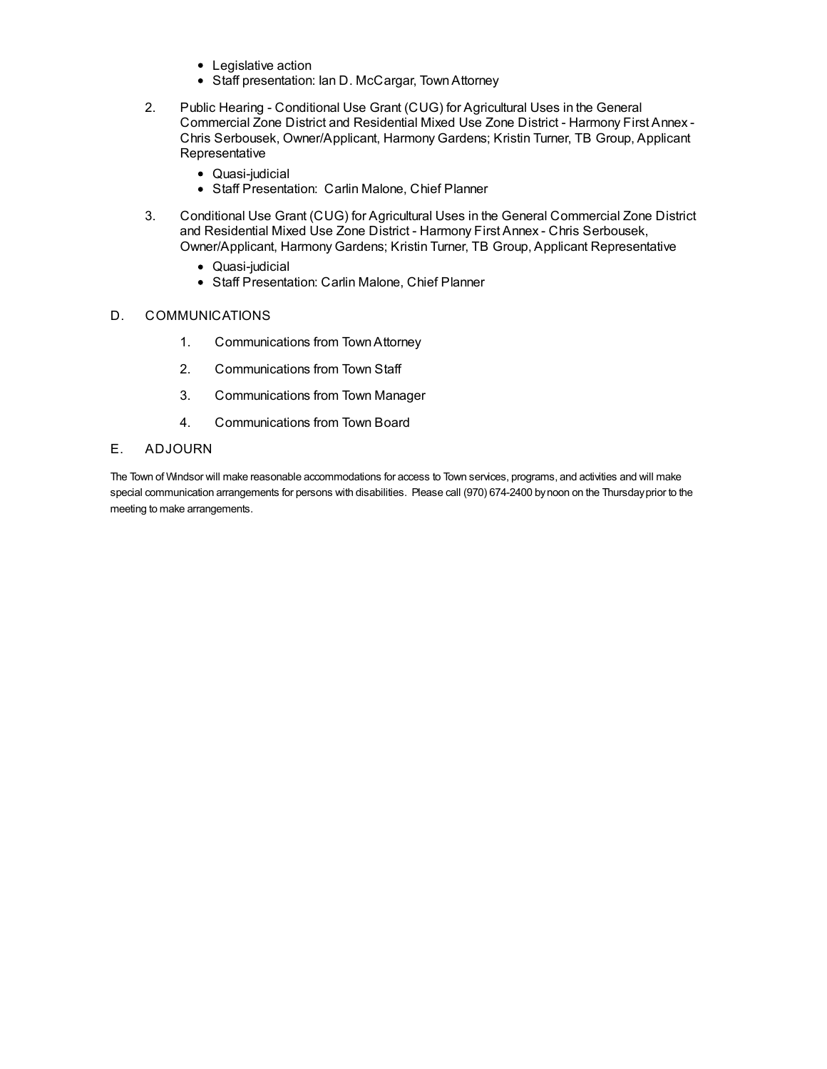- Legislative action
- Staff presentation: Ian D. McCargar, Town Attorney

2. Public Hearing - Conditional Use Grant (CUG) for Agricultural Uses in the General Commercial Zone District and Residential Mixed Use Zone District - Harmony First Annex - Chris Serbousek, Owner/Applicant, Harmony Gardens; Kristin Turner, TB Group, Applicant Representative
   - Quasi-judicial
   - Staff Presentation: Carlin Malone, Chief Planner

3. Conditional Use Grant (CUG) for Agricultural Uses in the General Commercial Zone District and Residential Mixed Use Zone District - Harmony First Annex - Chris Serbousek, Owner/Applicant, Harmony Gardens; Kristin Turner, TB Group, Applicant Representative
   - Quasi-judicial
   - Staff Presentation: Carlin Malone, Chief Planner

D. COMMUNICATIONS

1. Communications from Town Attorney
2. Communications from Town Staff
3. Communications from Town Manager
4. Communications from Town Board

E. ADJOURN

The Town of Windsor will make reasonable accommodations for access to Town services, programs, and activities and will make special communication arrangements for persons with disabilities. Please call (970) 674-2400 by noon on the Thursday prior to the meeting to make arrangements.